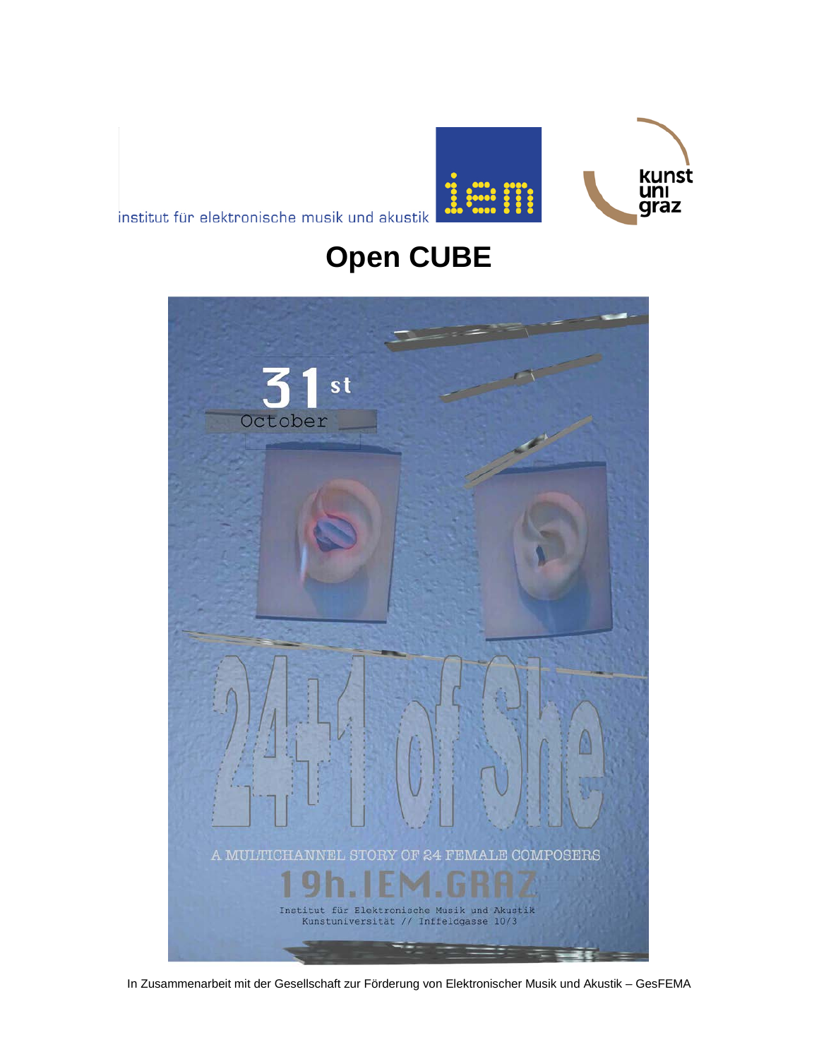institut für elektronische musik und akustik

# Open CUBE

31st October

24+1 of She

A MULTICHANNEL STORY OF 24 FEMALE COMPOSERS

19h.IEM.GRAZ

Institut für Elektronische Musik und Akustik
Kunstuniversität // Inffeldgasse 10/3

In Zusammenarbeit mit der Gesellschaft zur Förderung von Elektronischer Musik und Akustik – GesFEMA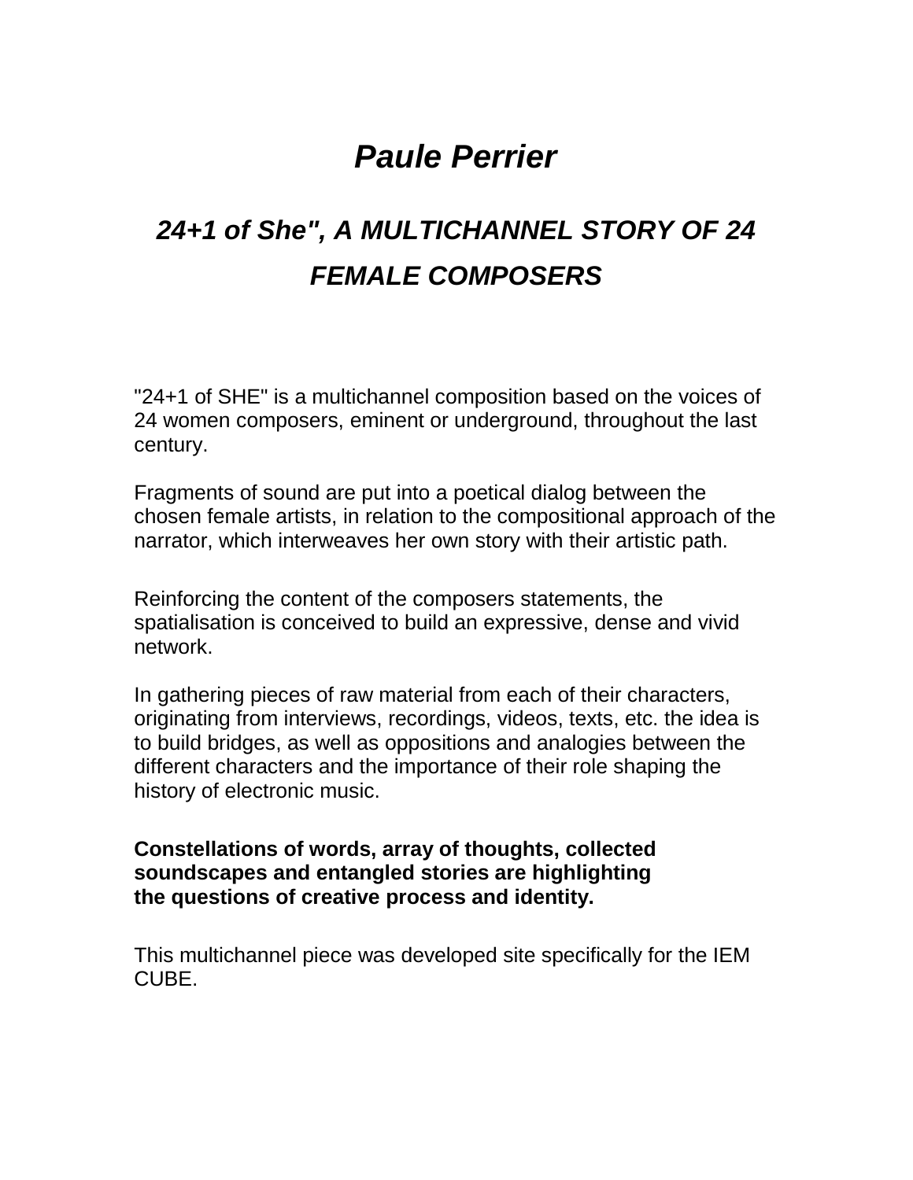# *Paule Perrier*

## *24+1 of She", A MULTICHANNEL STORY OF 24 FEMALE COMPOSERS*

"24+1 of SHE" is a multichannel composition based on the voices of 24 women composers, eminent or underground, throughout the last century.

Fragments of sound are put into a poetical dialog between the chosen female artists, in relation to the compositional approach of the narrator, which interweaves her own story with their artistic path.

Reinforcing the content of the composers statements, the spatialisation is conceived to build an expressive, dense and vivid network.

In gathering pieces of raw material from each of their characters, originating from interviews, recordings, videos, texts, etc. the idea is to build bridges, as well as oppositions and analogies between the different characters and the importance of their role shaping the history of electronic music.

**Constellations of words, array of thoughts, collected soundscapes and entangled stories are highlighting the questions of creative process and identity.**

This multichannel piece was developed site specifically for the IEM CUBE.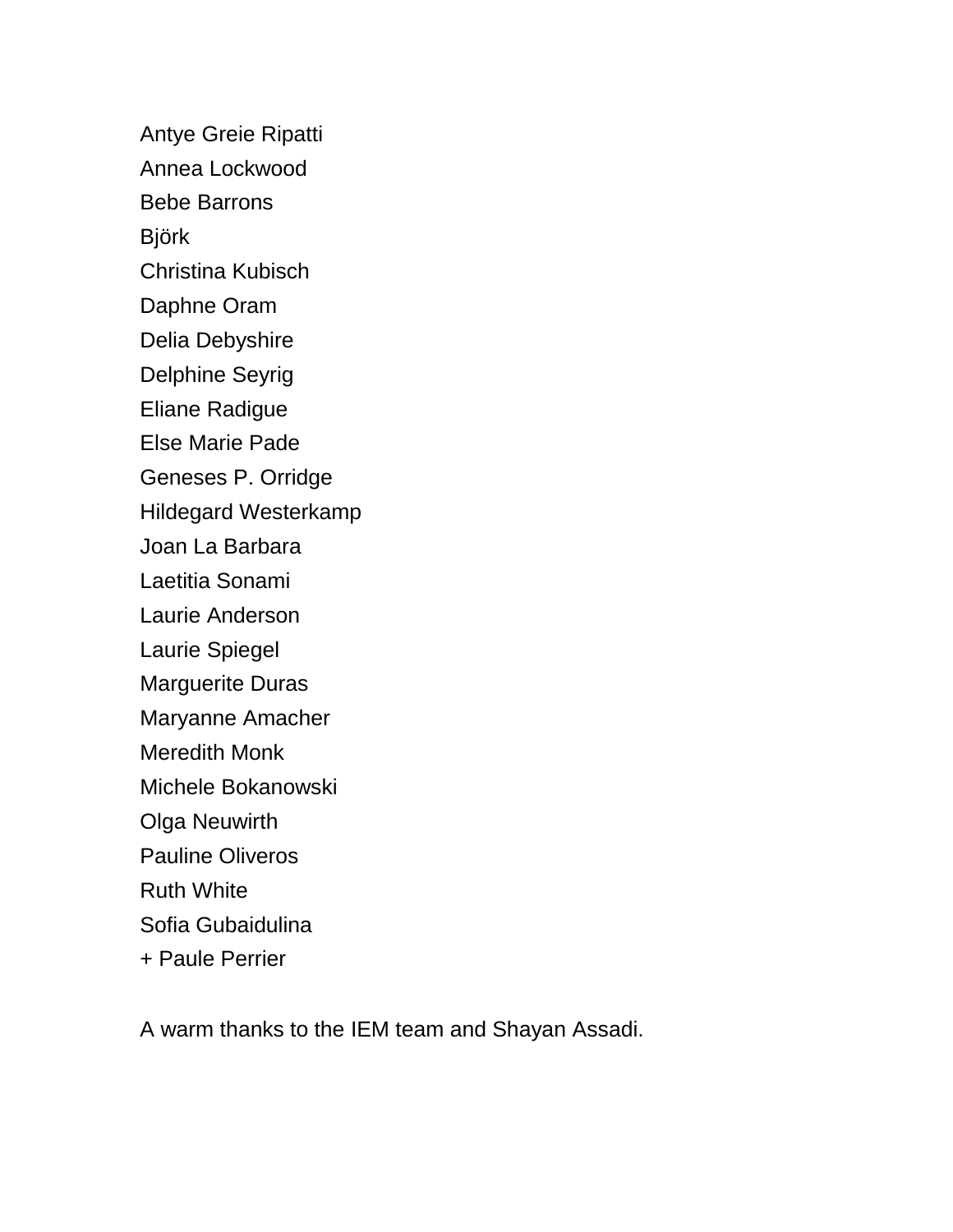Antye Greie Ripatti

Annea Lockwood

Bebe Barrons

Björk

Christina Kubisch

Daphne Oram

Delia Debyshire

Delphine Seyrig

Eliane Radigue

Else Marie Pade

Geneses P. Orridge

Hildegard Westerkamp

Joan La Barbara

Laetitia Sonami

Laurie Anderson

Laurie Spiegel

Marguerite Duras

Maryanne Amacher

Meredith Monk

Michele Bokanowski

Olga Neuwirth

Pauline Oliveros

Ruth White

Sofia Gubaidulina

+ Paule Perrier

A warm thanks to the IEM team and Shayan Assadi.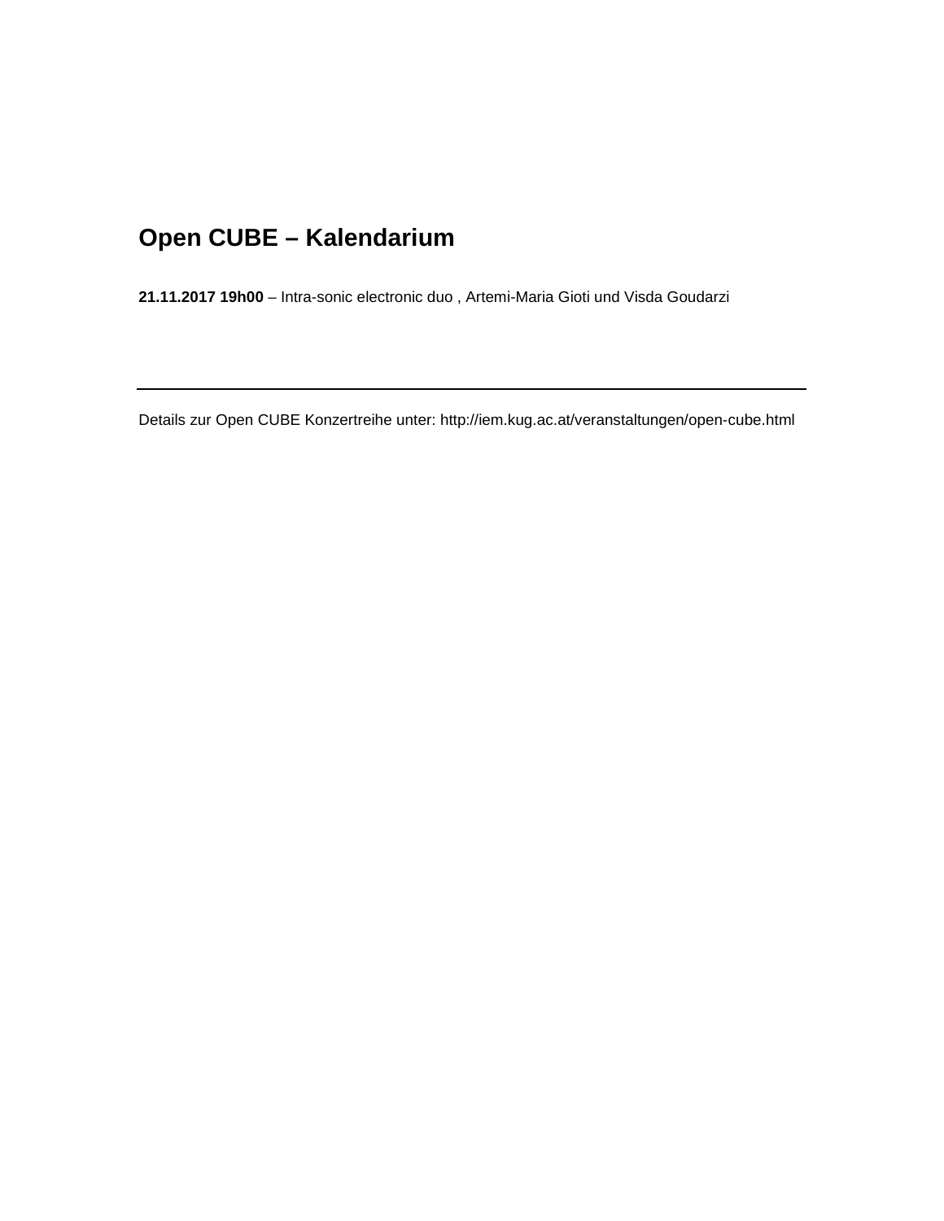# Open CUBE – Kalendarium

**21.11.2017 19h00** – Intra-sonic electronic duo , Artemi-Maria Gioti und Visda Goudarzi

---

Details zur Open CUBE Konzertreihe unter: http://iem.kug.ac.at/veranstaltungen/open-cube.html